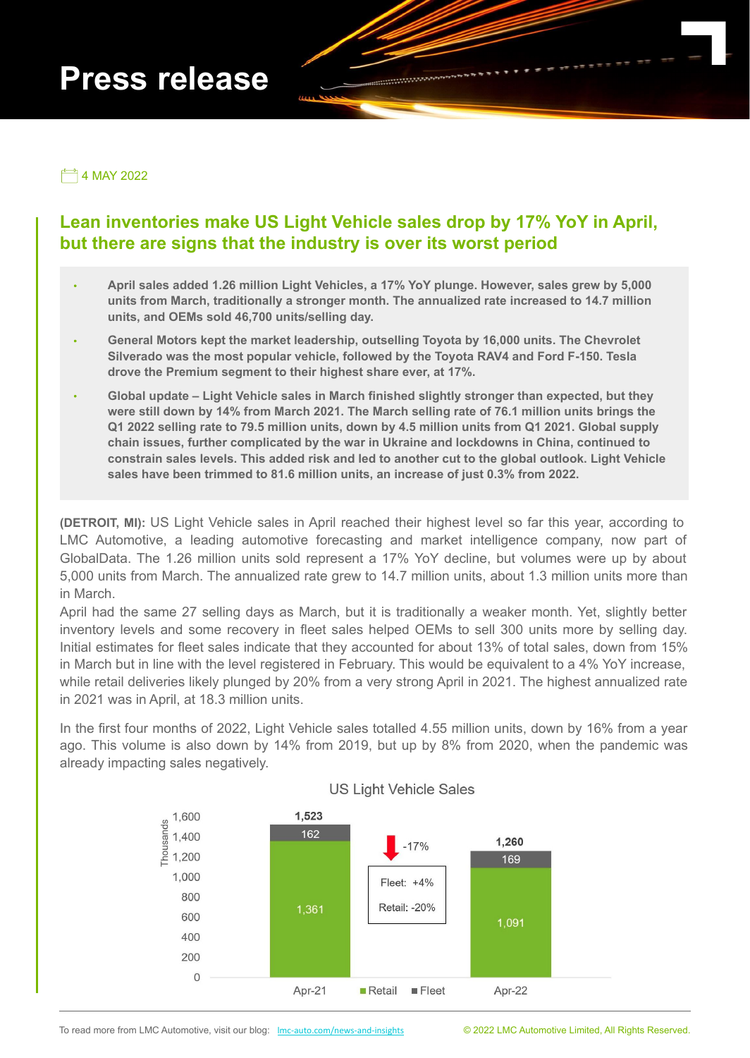# Press release

4 MAY 2022

## Lean inventories make US Light Vehicle sales drop by 17% YoY in April, but there are signs that the industry is over its worst period

- **April sales added 1.26 million Light Vehicles, a 17% YoY plunge. However, sales grew by 5,000 units from March, traditionally a stronger month. The annualized rate increased to 14.7 million units, and OEMs sold 46,700 units/selling day.**
- **General Motors kept the market leadership, outselling Toyota by 16,000 units. The Chevrolet Silverado was the most popular vehicle, followed by the Toyota RAV4 and Ford F-150. Tesla drove the Premium segment to their highest share ever, at 17%.**
- **Global update – Light Vehicle sales in March finished slightly stronger than expected, but they were still down by 14% from March 2021. The March selling rate of 76.1 million units brings the Q1 2022 selling rate to 79.5 million units, down by 4.5 million units from Q1 2021. Global supply chain issues, further complicated by the war in Ukraine and lockdowns in China, continued to constrain sales levels. This added risk and led to another cut to the global outlook. Light Vehicle sales have been trimmed to 81.6 million units, an increase of just 0.3% from 2022.**

**(DETROIT, MI):** US Light Vehicle sales in April reached their highest level so far this year, according to LMC Automotive, a leading automotive forecasting and market intelligence company, now part of GlobalData. The 1.26 million units sold represent a 17% YoY decline, but volumes were up by about 5,000 units from March. The annualized rate grew to 14.7 million units, about 1.3 million units more than in March.

April had the same 27 selling days as March, but it is traditionally a weaker month. Yet, slightly better inventory levels and some recovery in fleet sales helped OEMs to sell 300 units more by selling day. Initial estimates for fleet sales indicate that they accounted for about 13% of total sales, down from 15% in March but in line with the level registered in February. This would be equivalent to a 4% YoY increase, while retail deliveries likely plunged by 20% from a very strong April in 2021. The highest annualized rate in 2021 was in April, at 18.3 million units.

In the first four months of 2022, Light Vehicle sales totalled 4.55 million units, down by 16% from a year ago. This volume is also down by 14% from 2019, but up by 8% from 2020, when the pandemic was already impacting sales negatively.

**US Light Vehicle Sales** (Thousands)

| | Retail | Fleet | Total |
|---|---|---|---|
| Apr-21 | 1,361 | 162 | 1,523 |
| Apr-22 | 1,091 | 169 | 1,260 |

-17% (Fleet: +4%, Retail: -20%)

To read more from LMC Automotive, visit our blog: lmc-auto.com/news-and-insights

© 2022 LMC Automotive Limited, All Rights Reserved.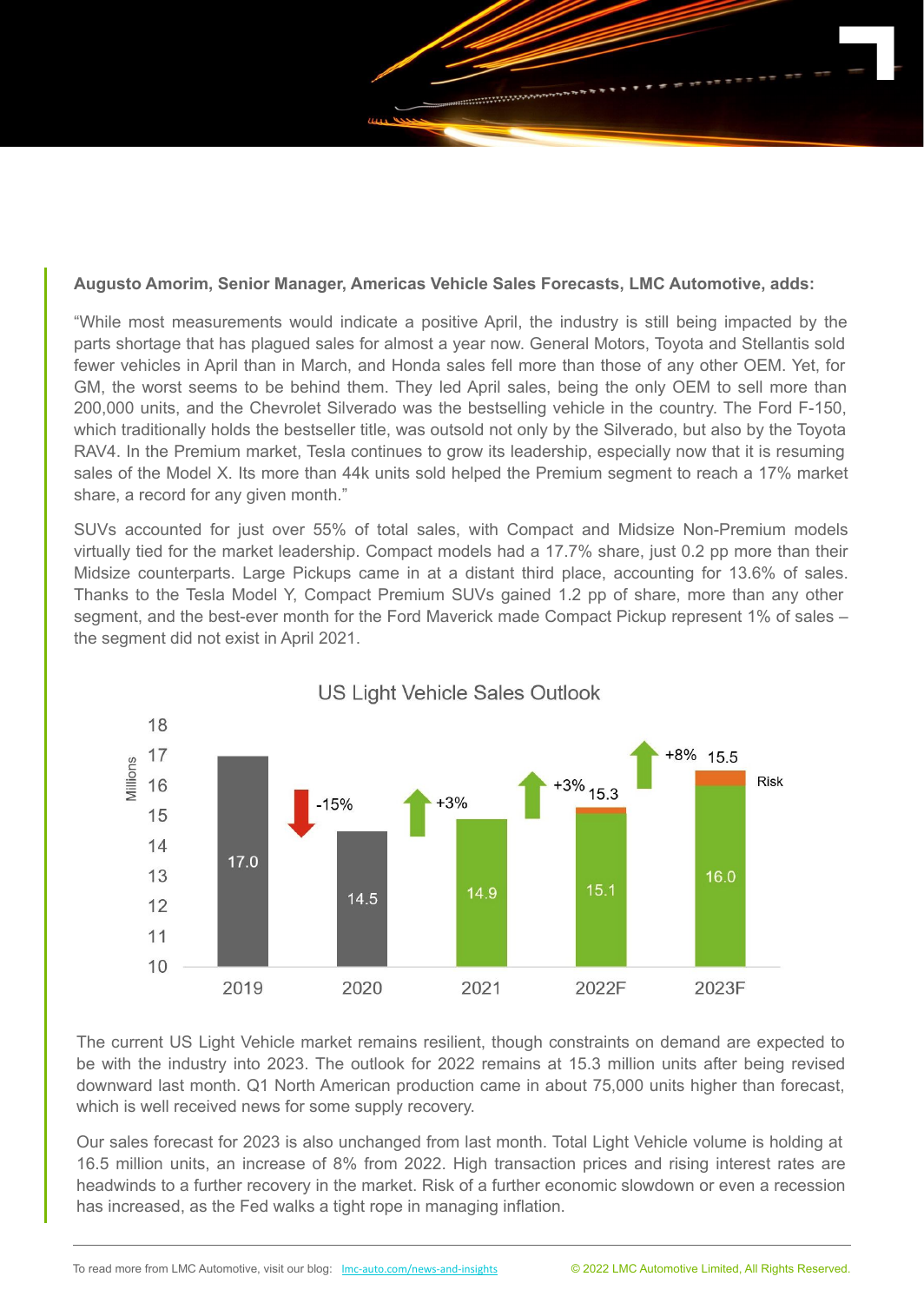**Augusto Amorim, Senior Manager, Americas Vehicle Sales Forecasts, LMC Automotive, adds:**

"While most measurements would indicate a positive April, the industry is still being impacted by the parts shortage that has plagued sales for almost a year now. General Motors, Toyota and Stellantis sold fewer vehicles in April than in March, and Honda sales fell more than those of any other OEM. Yet, for GM, the worst seems to be behind them. They led April sales, being the only OEM to sell more than 200,000 units, and the Chevrolet Silverado was the bestselling vehicle in the country. The Ford F-150, which traditionally holds the bestseller title, was outsold not only by the Silverado, but also by the Toyota RAV4. In the Premium market, Tesla continues to grow its leadership, especially now that it is resuming sales of the Model X. Its more than 44k units sold helped the Premium segment to reach a 17% market share, a record for any given month."

SUVs accounted for just over 55% of total sales, with Compact and Midsize Non-Premium models virtually tied for the market leadership. Compact models had a 17.7% share, just 0.2 pp more than their Midsize counterparts. Large Pickups came in at a distant third place, accounting for 13.6% of sales. Thanks to the Tesla Model Y, Compact Premium SUVs gained 1.2 pp of share, more than any other segment, and the best-ever month for the Ford Maverick made Compact Pickup represent 1% of sales – the segment did not exist in April 2021.

US Light Vehicle Sales Outlook

| Year | Sales (Millions) | Change | Incl. Risk |
|---|---|---|---|
| 2019 | 17.0 | | |
| 2020 | 14.5 | -15% | |
| 2021 | 14.9 | +3% | |
| 2022F | 15.1 | +3% | 15.3 |
| 2023F | 16.0 | +8% | 15.5 |

The current US Light Vehicle market remains resilient, though constraints on demand are expected to be with the industry into 2023. The outlook for 2022 remains at 15.3 million units after being revised downward last month. Q1 North American production came in about 75,000 units higher than forecast, which is well received news for some supply recovery.

Our sales forecast for 2023 is also unchanged from last month. Total Light Vehicle volume is holding at 16.5 million units, an increase of 8% from 2022. High transaction prices and rising interest rates are headwinds to a further recovery in the market. Risk of a further economic slowdown or even a recession has increased, as the Fed walks a tight rope in managing inflation.

To read more from LMC Automotive, visit our blog: lmc-auto.com/news-and-insights

© 2022 LMC Automotive Limited, All Rights Reserved.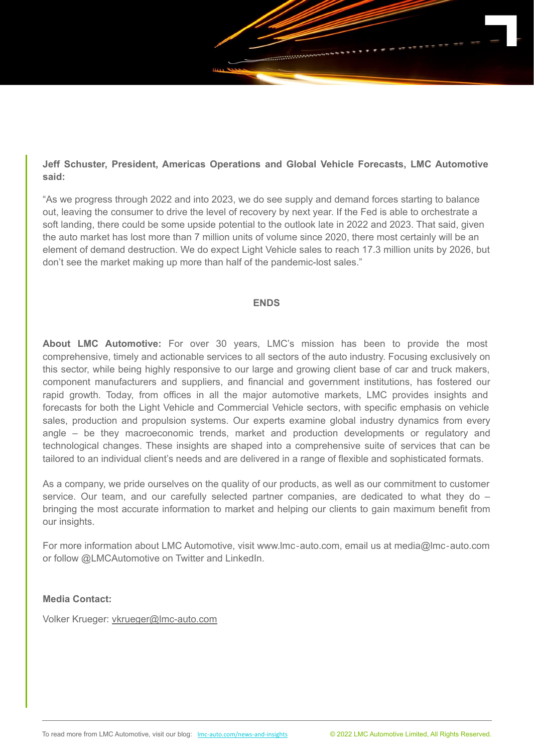**Jeff Schuster, President, Americas Operations and Global Vehicle Forecasts, LMC Automotive said:**

"As we progress through 2022 and into 2023, we do see supply and demand forces starting to balance out, leaving the consumer to drive the level of recovery by next year. If the Fed is able to orchestrate a soft landing, there could be some upside potential to the outlook late in 2022 and 2023. That said, given the auto market has lost more than 7 million units of volume since 2020, there most certainly will be an element of demand destruction. We do expect Light Vehicle sales to reach 17.3 million units by 2026, but don't see the market making up more than half of the pandemic-lost sales."

**ENDS**

**About LMC Automotive:** For over 30 years, LMC's mission has been to provide the most comprehensive, timely and actionable services to all sectors of the auto industry. Focusing exclusively on this sector, while being highly responsive to our large and growing client base of car and truck makers, component manufacturers and suppliers, and financial and government institutions, has fostered our rapid growth. Today, from offices in all the major automotive markets, LMC provides insights and forecasts for both the Light Vehicle and Commercial Vehicle sectors, with specific emphasis on vehicle sales, production and propulsion systems. Our experts examine global industry dynamics from every angle – be they macroeconomic trends, market and production developments or regulatory and technological changes. These insights are shaped into a comprehensive suite of services that can be tailored to an individual client's needs and are delivered in a range of flexible and sophisticated formats.

As a company, we pride ourselves on the quality of our products, as well as our commitment to customer service. Our team, and our carefully selected partner companies, are dedicated to what they do – bringing the most accurate information to market and helping our clients to gain maximum benefit from our insights.

For more information about LMC Automotive, visit www.lmc-auto.com, email us at media@lmc-auto.com or follow @LMCAutomotive on Twitter and LinkedIn.

**Media Contact:**

Volker Krueger: vkrueger@lmc-auto.com